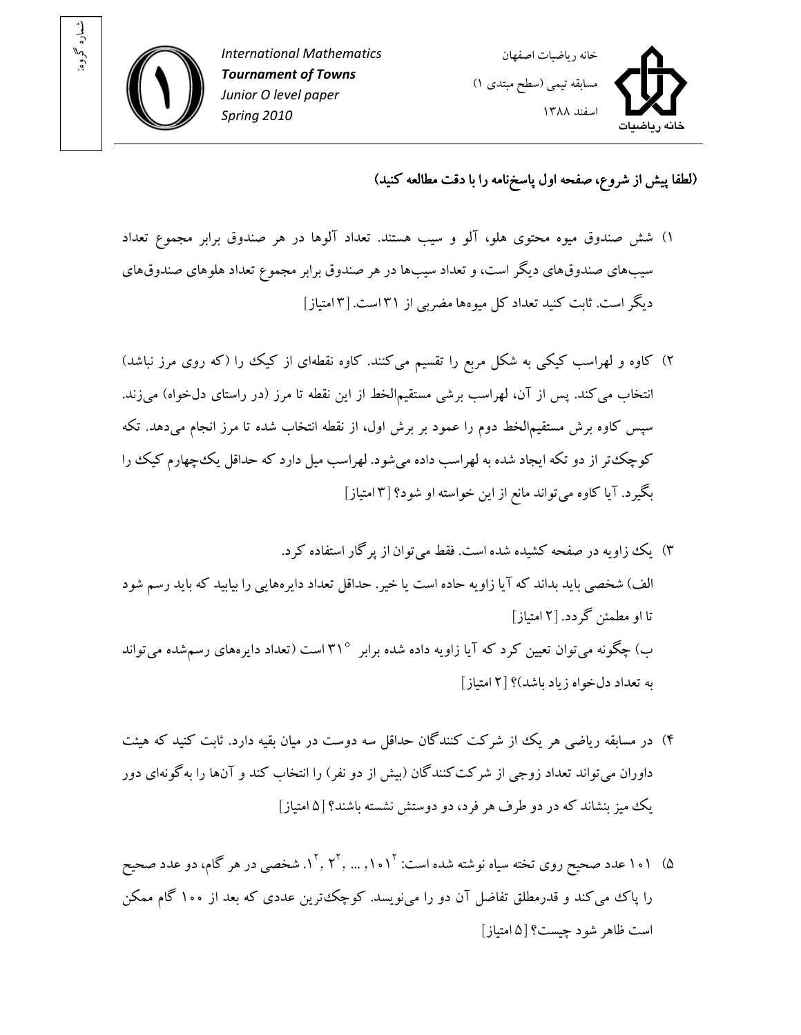International Mathematics
**Tournament of Towns**
*Junior O level paper*
*Spring 2010*

خانه ریاضیات اصفهان

مسابقه تیمی (سطح مبتدی ۱)

اسفند ۱۳۸۸

شماره گروه:

**(لطفا پیش از شروع، صفحه اول پاسخ‌نامه را با دقت مطالعه کنید)**

۱) شش صندوق میوه محتوی هلو، آلو و سیب هستند. تعداد آلوها در هر صندوق برابر مجموع تعداد سیب‌های صندوق‌های دیگر است، و تعداد سیب‌ها در هر صندوق برابر مجموع تعداد هلوهای صندوق‌های دیگر است. ثابت کنید تعداد کل میوه‌ها مضربی از ۳۱ است. [۳ امتیاز]

۲) کاوه و لهراسب کیکی به شکل مربع را تقسیم می‌کنند. کاوه نقطه‌ای از کیک را (که روی مرز نباشد) انتخاب می‌کند. پس از آن، لهراسب برشی مستقیم‌الخط از این نقطه تا مرز (در راستای دل‌خواه) می‌زند. سپس کاوه برش مستقیم‌الخط دوم را عمود بر برش اول، از نقطه انتخاب شده تا مرز انجام می‌دهد. تکه کوچک‌تر از دو تکه ایجاد شده به لهراسب داده می‌شود. لهراسب میل دارد که حداقل یک‌چهارم کیک را بگیرد. آیا کاوه می‌تواند مانع از این خواسته او شود؟ [۳ امتیاز]

۳) یک زاویه در صفحه کشیده شده است. فقط می‌توان از پرگار استفاده کرد.

الف) شخصی باید بداند که آیا زاویه حاده است یا خیر. حداقل تعداد دایره‌هایی را بیابید که باید رسم شود تا او مطمئن گردد. [۲ امتیاز]

ب) چگونه می‌توان تعیین کرد که آیا زاویه داده شده برابر $31^\circ$ است (تعداد دایره‌های رسم‌شده می‌تواند به تعداد دل‌خواه زیاد باشد)؟ [۲ امتیاز]

۴) در مسابقه ریاضی هر یک از شرکت کنندگان حداقل سه دوست در میان بقیه دارد. ثابت کنید که هیئت داوران می‌تواند تعداد زوجی از شرکت‌کنندگان (بیش از دو نفر) را انتخاب کند و آن‌ها را به‌گونه‌ای دور یک میز بنشاند که در دو طرف هر فرد، دو دوستش نشسته باشند؟ [۵ امتیاز]

۵) ۱۰۱ عدد صحیح روی تخته سیاه نوشته شده است: $1^2, 2^2, \ldots, 101^2$. شخصی در هر گام، دو عدد صحیح را پاک می‌کند و قدرمطلق تفاضل آن دو را می‌نویسد. کوچک‌ترین عددی که بعد از ۱۰۰ گام ممکن است ظاهر شود چیست؟ [۵ امتیاز]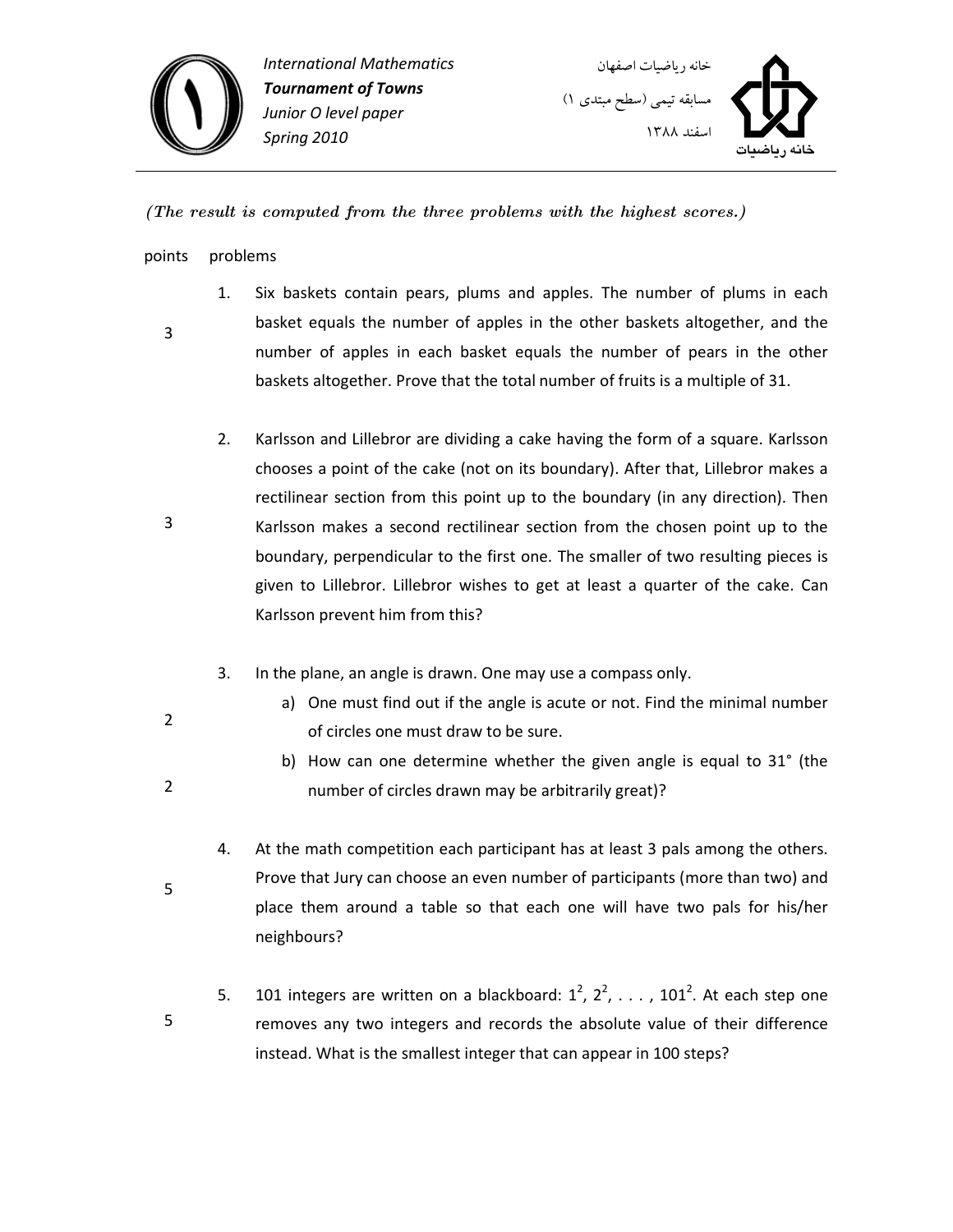International Mathematics
**Tournament of Towns**
*Junior O level paper*
*Spring 2010*

خانه ریاضیات اصفهان

مسابقه تیمی (سطح مبتدی ۱)

اسفند ۱۳۸۸

*(The result is computed from the three problems with the highest scores.)*

| points | problems |
| --- | --- |
| 3 | 1. Six baskets contain pears, plums and apples. The number of plums in each basket equals the number of apples in the other baskets altogether, and the number of apples in each basket equals the number of pears in the other baskets altogether. Prove that the total number of fruits is a multiple of 31. |
| 3 | 2. Karlsson and Lillebror are dividing a cake having the form of a square. Karlsson chooses a point of the cake (not on its boundary). After that, Lillebror makes a rectilinear section from this point up to the boundary (in any direction). Then Karlsson makes a second rectilinear section from the chosen point up to the boundary, perpendicular to the first one. The smaller of two resulting pieces is given to Lillebror. Lillebror wishes to get at least a quarter of the cake. Can Karlsson prevent him from this? |
| | 3. In the plane, an angle is drawn. One may use a compass only. |
| 2 | a) One must find out if the angle is acute or not. Find the minimal number of circles one must draw to be sure. |
| 2 | b) How can one determine whether the given angle is equal to 31° (the number of circles drawn may be arbitrarily great)? |
| 5 | 4. At the math competition each participant has at least 3 pals among the others. Prove that Jury can choose an even number of participants (more than two) and place them around a table so that each one will have two pals for his/her neighbours? |
| 5 | 5. 101 integers are written on a blackboard: $1^2, 2^2, \ldots, 101^2$. At each step one removes any two integers and records the absolute value of their difference instead. What is the smallest integer that can appear in 100 steps? |